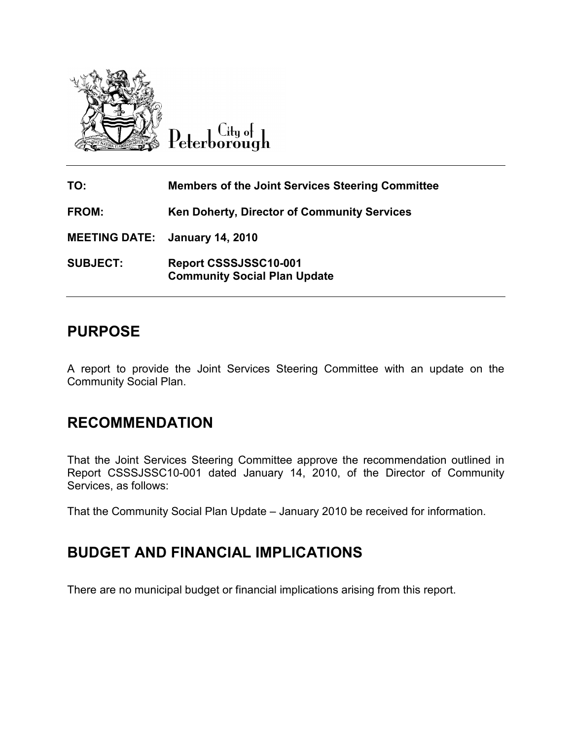City of Peterborough

**TO:** Members of the Joint Services Steering Committee

**FROM:** Ken Doherty, Director of Community Services

**MEETING DATE:** January 14, 2010

**SUBJECT:** Report CSSSJSSC10-001
Community Social Plan Update

---

## PURPOSE

A report to provide the Joint Services Steering Committee with an update on the Community Social Plan.

## RECOMMENDATION

That the Joint Services Steering Committee approve the recommendation outlined in Report CSSSJSSC10-001 dated January 14, 2010, of the Director of Community Services, as follows:

That the Community Social Plan Update – January 2010 be received for information.

## BUDGET AND FINANCIAL IMPLICATIONS

There are no municipal budget or financial implications arising from this report.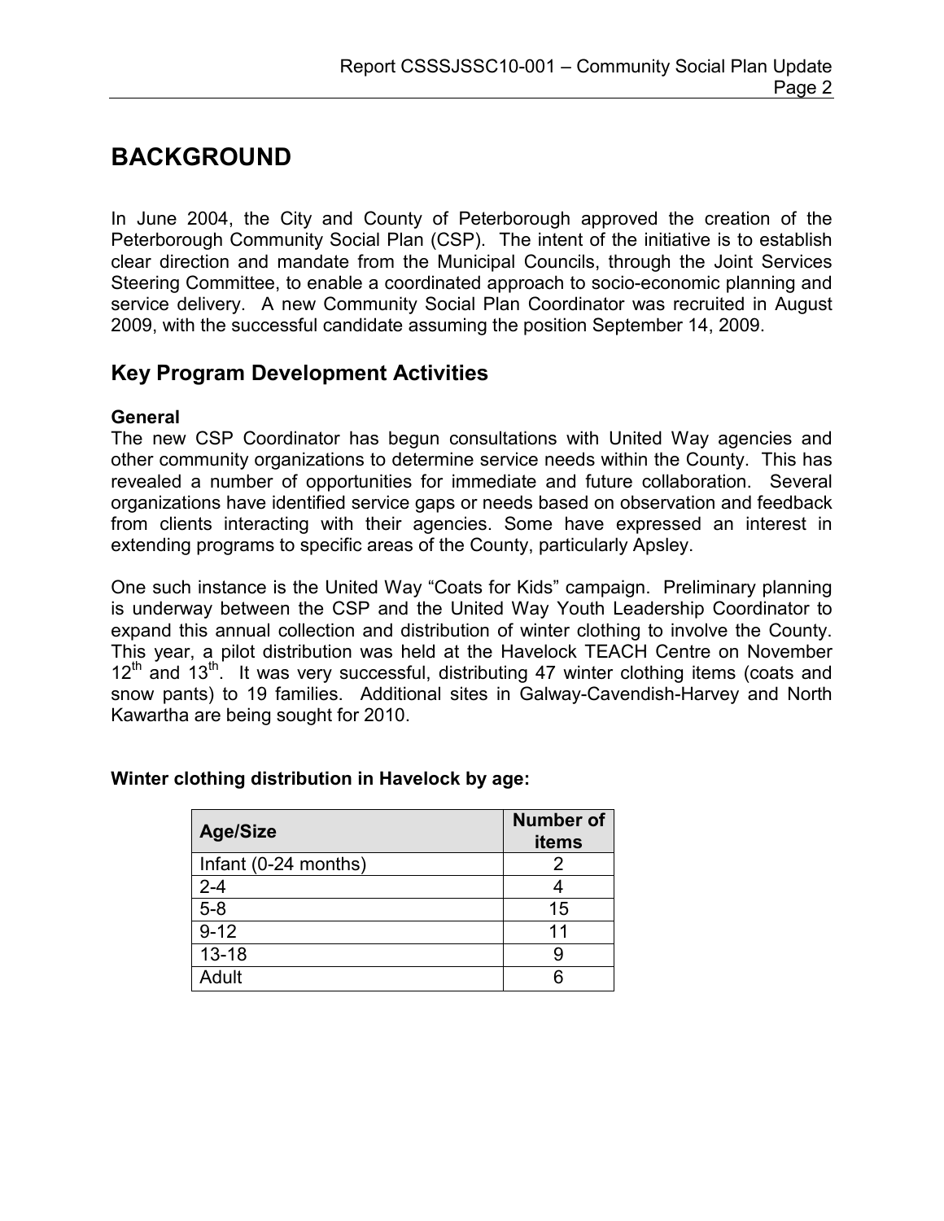# BACKGROUND

In June 2004, the City and County of Peterborough approved the creation of the Peterborough Community Social Plan (CSP). The intent of the initiative is to establish clear direction and mandate from the Municipal Councils, through the Joint Services Steering Committee, to enable a coordinated approach to socio-economic planning and service delivery. A new Community Social Plan Coordinator was recruited in August 2009, with the successful candidate assuming the position September 14, 2009.

## Key Program Development Activities

**General**
The new CSP Coordinator has begun consultations with United Way agencies and other community organizations to determine service needs within the County. This has revealed a number of opportunities for immediate and future collaboration. Several organizations have identified service gaps or needs based on observation and feedback from clients interacting with their agencies. Some have expressed an interest in extending programs to specific areas of the County, particularly Apsley.

One such instance is the United Way "Coats for Kids" campaign. Preliminary planning is underway between the CSP and the United Way Youth Leadership Coordinator to expand this annual collection and distribution of winter clothing to involve the County. This year, a pilot distribution was held at the Havelock TEACH Centre on November 12th and 13th. It was very successful, distributing 47 winter clothing items (coats and snow pants) to 19 families. Additional sites in Galway-Cavendish-Harvey and North Kawartha are being sought for 2010.

**Winter clothing distribution in Havelock by age:**

| Age/Size | Number of items |
|---|---|
| Infant (0-24 months) | 2 |
| 2-4 | 4 |
| 5-8 | 15 |
| 9-12 | 11 |
| 13-18 | 9 |
| Adult | 6 |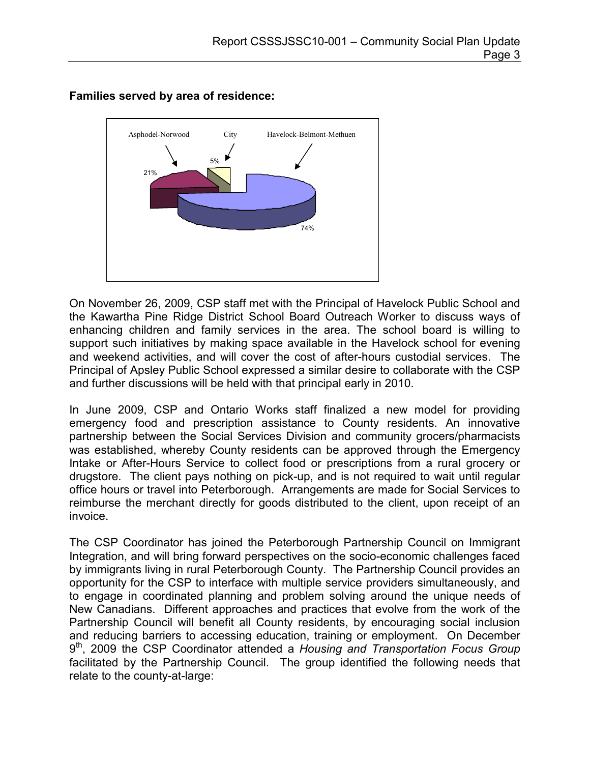**Families served by area of residence:**

Asphodel-Norwood 21%
City 5%
Havelock-Belmont-Methuen 74%

On November 26, 2009, CSP staff met with the Principal of Havelock Public School and the Kawartha Pine Ridge District School Board Outreach Worker to discuss ways of enhancing children and family services in the area. The school board is willing to support such initiatives by making space available in the Havelock school for evening and weekend activities, and will cover the cost of after-hours custodial services. The Principal of Apsley Public School expressed a similar desire to collaborate with the CSP and further discussions will be held with that principal early in 2010.

In June 2009, CSP and Ontario Works staff finalized a new model for providing emergency food and prescription assistance to County residents. An innovative partnership between the Social Services Division and community grocers/pharmacists was established, whereby County residents can be approved through the Emergency Intake or After-Hours Service to collect food or prescriptions from a rural grocery or drugstore. The client pays nothing on pick-up, and is not required to wait until regular office hours or travel into Peterborough. Arrangements are made for Social Services to reimburse the merchant directly for goods distributed to the client, upon receipt of an invoice.

The CSP Coordinator has joined the Peterborough Partnership Council on Immigrant Integration, and will bring forward perspectives on the socio-economic challenges faced by immigrants living in rural Peterborough County. The Partnership Council provides an opportunity for the CSP to interface with multiple service providers simultaneously, and to engage in coordinated planning and problem solving around the unique needs of New Canadians. Different approaches and practices that evolve from the work of the Partnership Council will benefit all County residents, by encouraging social inclusion and reducing barriers to accessing education, training or employment. On December 9th, 2009 the CSP Coordinator attended a *Housing and Transportation Focus Group* facilitated by the Partnership Council. The group identified the following needs that relate to the county-at-large: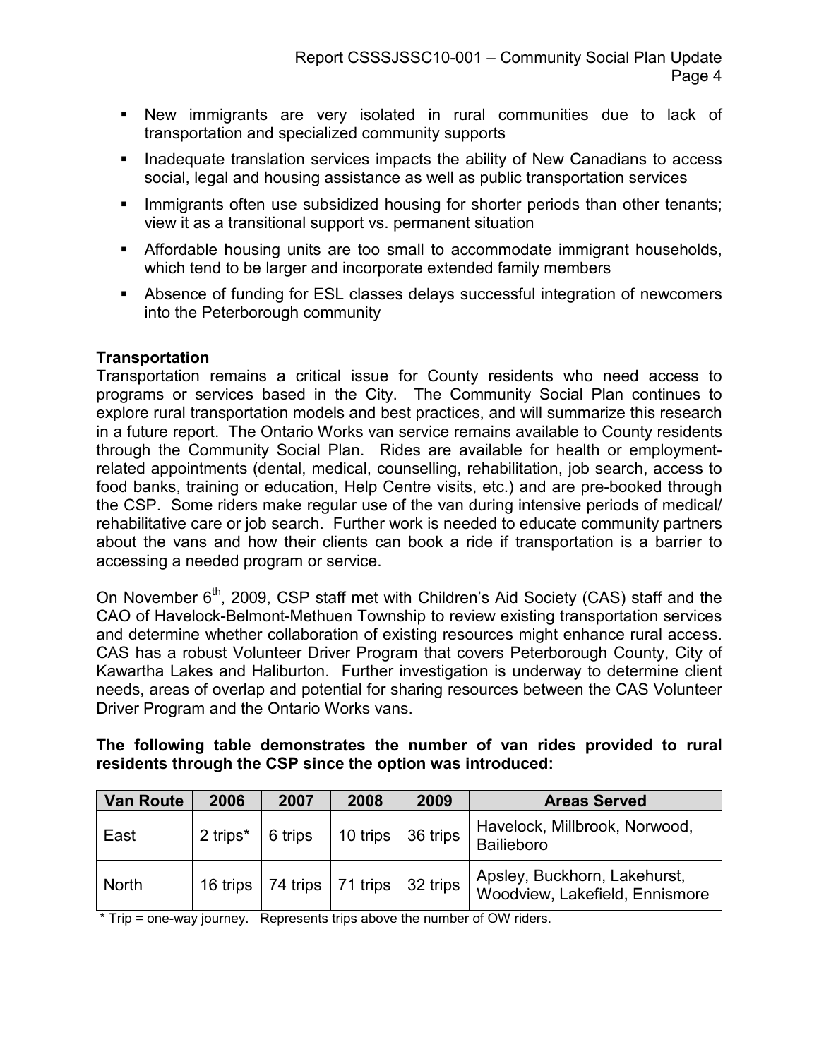- New immigrants are very isolated in rural communities due to lack of transportation and specialized community supports
- Inadequate translation services impacts the ability of New Canadians to access social, legal and housing assistance as well as public transportation services
- Immigrants often use subsidized housing for shorter periods than other tenants; view it as a transitional support vs. permanent situation
- Affordable housing units are too small to accommodate immigrant households, which tend to be larger and incorporate extended family members
- Absence of funding for ESL classes delays successful integration of newcomers into the Peterborough community

**Transportation**

Transportation remains a critical issue for County residents who need access to programs or services based in the City. The Community Social Plan continues to explore rural transportation models and best practices, and will summarize this research in a future report. The Ontario Works van service remains available to County residents through the Community Social Plan. Rides are available for health or employment-related appointments (dental, medical, counselling, rehabilitation, job search, access to food banks, training or education, Help Centre visits, etc.) and are pre-booked through the CSP. Some riders make regular use of the van during intensive periods of medical/ rehabilitative care or job search. Further work is needed to educate community partners about the vans and how their clients can book a ride if transportation is a barrier to accessing a needed program or service.

On November 6th, 2009, CSP staff met with Children's Aid Society (CAS) staff and the CAO of Havelock-Belmont-Methuen Township to review existing transportation services and determine whether collaboration of existing resources might enhance rural access. CAS has a robust Volunteer Driver Program that covers Peterborough County, City of Kawartha Lakes and Haliburton. Further investigation is underway to determine client needs, areas of overlap and potential for sharing resources between the CAS Volunteer Driver Program and the Ontario Works vans.

**The following table demonstrates the number of van rides provided to rural residents through the CSP since the option was introduced:**

| Van Route | 2006 | 2007 | 2008 | 2009 | Areas Served |
|---|---|---|---|---|---|
| East | 2 trips* | 6 trips | 10 trips | 36 trips | Havelock, Millbrook, Norwood, Bailieboro |
| North | 16 trips | 74 trips | 71 trips | 32 trips | Apsley, Buckhorn, Lakehurst, Woodview, Lakefield, Ennismore |

\* Trip = one-way journey. Represents trips above the number of OW riders.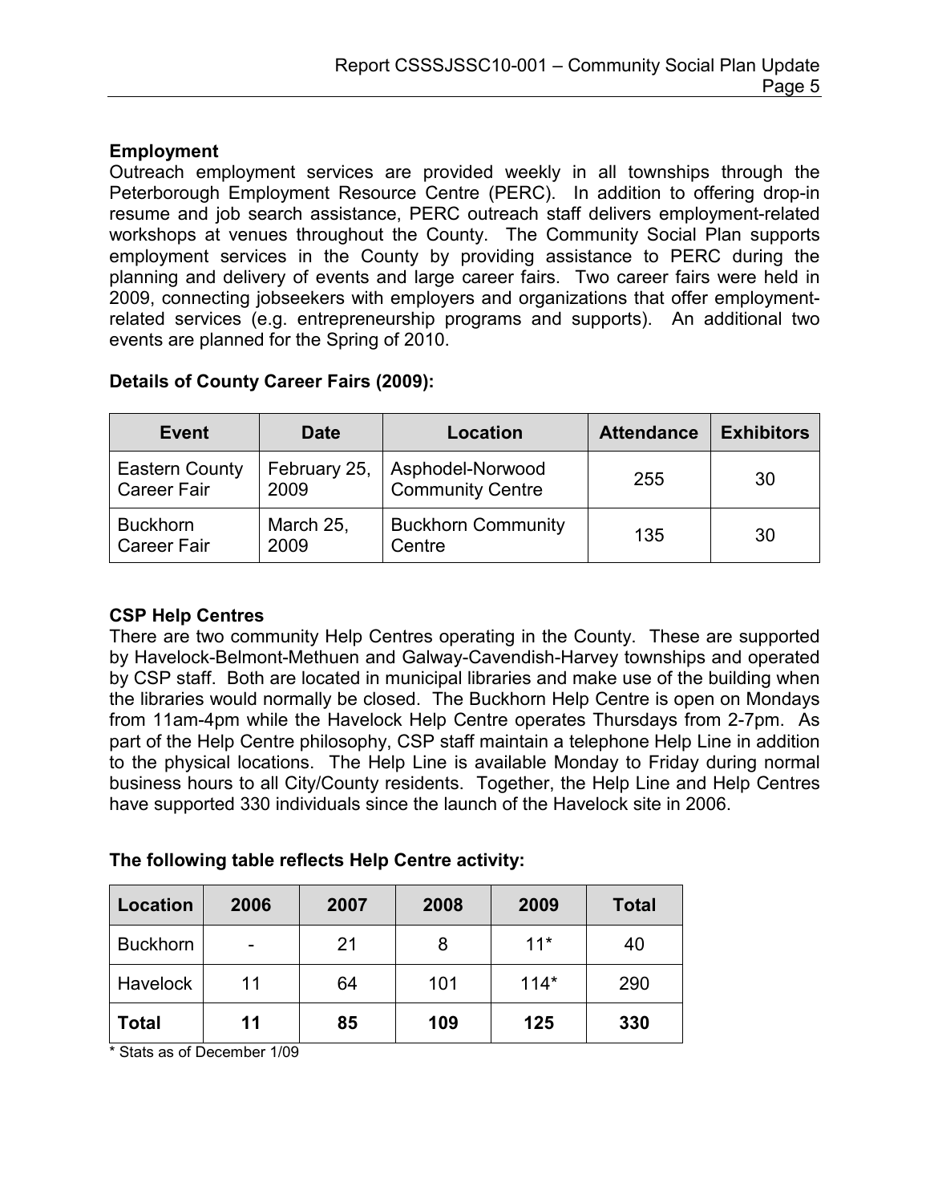## Employment

Outreach employment services are provided weekly in all townships through the Peterborough Employment Resource Centre (PERC). In addition to offering drop-in resume and job search assistance, PERC outreach staff delivers employment-related workshops at venues throughout the County. The Community Social Plan supports employment services in the County by providing assistance to PERC during the planning and delivery of events and large career fairs. Two career fairs were held in 2009, connecting jobseekers with employers and organizations that offer employment-related services (e.g. entrepreneurship programs and supports). An additional two events are planned for the Spring of 2010.

**Details of County Career Fairs (2009):**

| Event | Date | Location | Attendance | Exhibitors |
|---|---|---|---|---|
| Eastern County Career Fair | February 25, 2009 | Asphodel-Norwood Community Centre | 255 | 30 |
| Buckhorn Career Fair | March 25, 2009 | Buckhorn Community Centre | 135 | 30 |

## CSP Help Centres

There are two community Help Centres operating in the County. These are supported by Havelock-Belmont-Methuen and Galway-Cavendish-Harvey townships and operated by CSP staff. Both are located in municipal libraries and make use of the building when the libraries would normally be closed. The Buckhorn Help Centre is open on Mondays from 11am-4pm while the Havelock Help Centre operates Thursdays from 2-7pm. As part of the Help Centre philosophy, CSP staff maintain a telephone Help Line in addition to the physical locations. The Help Line is available Monday to Friday during normal business hours to all City/County residents. Together, the Help Line and Help Centres have supported 330 individuals since the launch of the Havelock site in 2006.

**The following table reflects Help Centre activity:**

| Location | 2006 | 2007 | 2008 | 2009 | Total |
|---|---|---|---|---|---|
| Buckhorn | - | 21 | 8 | 11* | 40 |
| Havelock | 11 | 64 | 101 | 114* | 290 |
| **Total** | **11** | **85** | **109** | **125** | **330** |

* Stats as of December 1/09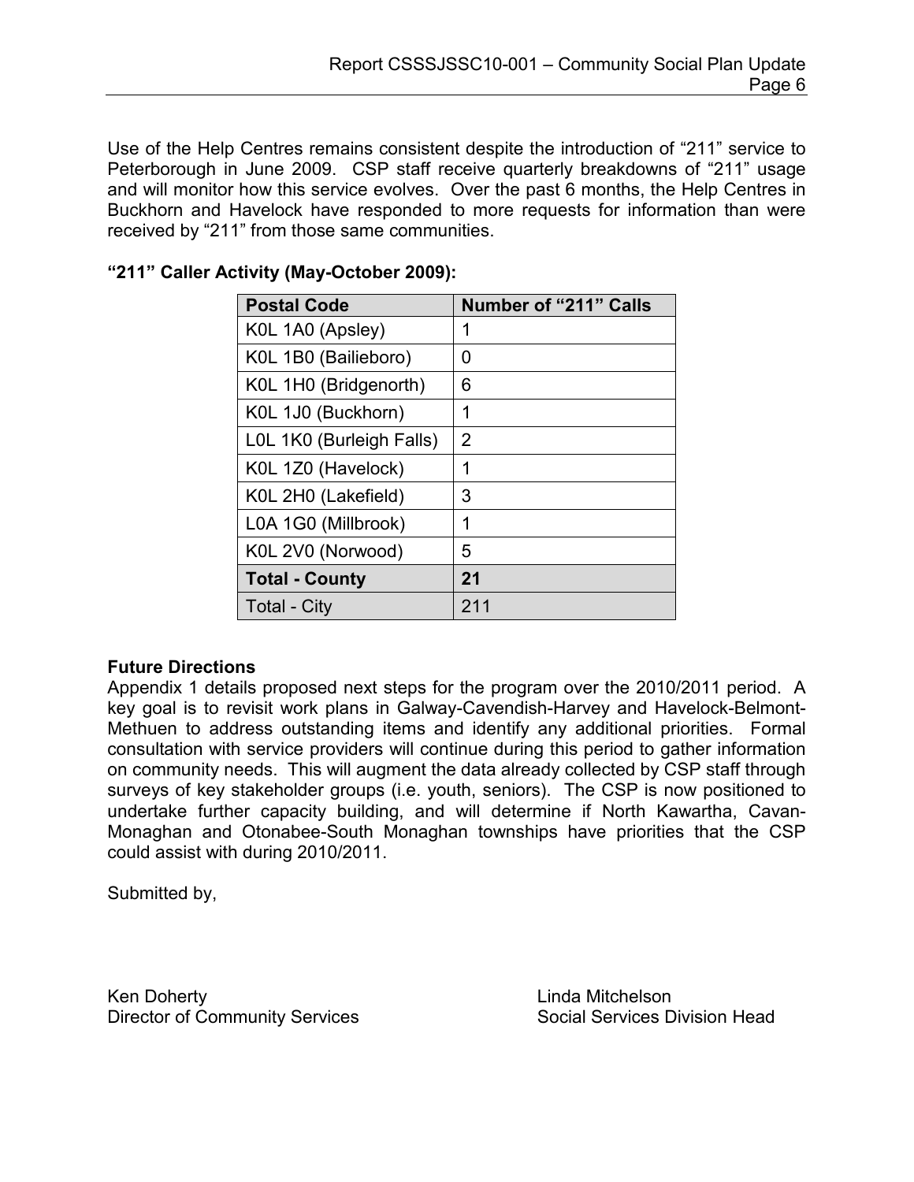Use of the Help Centres remains consistent despite the introduction of "211" service to Peterborough in June 2009. CSP staff receive quarterly breakdowns of "211" usage and will monitor how this service evolves. Over the past 6 months, the Help Centres in Buckhorn and Havelock have responded to more requests for information than were received by "211" from those same communities.

**"211" Caller Activity (May-October 2009):**

| Postal Code | Number of "211" Calls |
|---|---|
| K0L 1A0 (Apsley) | 1 |
| K0L 1B0 (Bailieboro) | 0 |
| K0L 1H0 (Bridgenorth) | 6 |
| K0L 1J0 (Buckhorn) | 1 |
| L0L 1K0 (Burleigh Falls) | 2 |
| K0L 1Z0 (Havelock) | 1 |
| K0L 2H0 (Lakefield) | 3 |
| L0A 1G0 (Millbrook) | 1 |
| K0L 2V0 (Norwood) | 5 |
| **Total - County** | **21** |
| Total - City | 211 |

**Future Directions**

Appendix 1 details proposed next steps for the program over the 2010/2011 period. A key goal is to revisit work plans in Galway-Cavendish-Harvey and Havelock-Belmont-Methuen to address outstanding items and identify any additional priorities. Formal consultation with service providers will continue during this period to gather information on community needs. This will augment the data already collected by CSP staff through surveys of key stakeholder groups (i.e. youth, seniors). The CSP is now positioned to undertake further capacity building, and will determine if North Kawartha, Cavan-Monaghan and Otonabee-South Monaghan townships have priorities that the CSP could assist with during 2010/2011.

Submitted by,

Ken Doherty
Director of Community Services

Linda Mitchelson
Social Services Division Head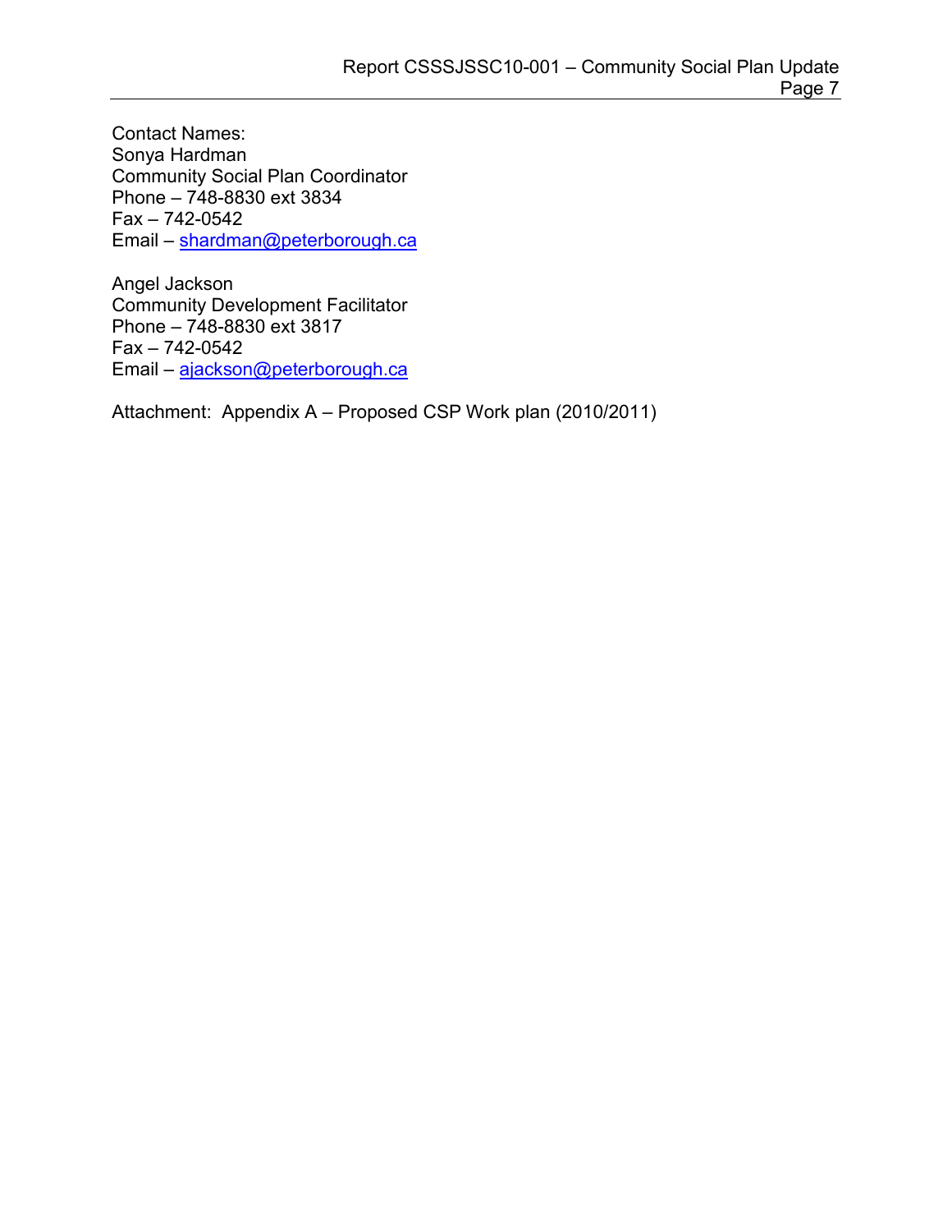Contact Names:
Sonya Hardman
Community Social Plan Coordinator
Phone – 748-8830 ext 3834
Fax – 742-0542
Email – shardman@peterborough.ca

Angel Jackson
Community Development Facilitator
Phone – 748-8830 ext 3817
Fax – 742-0542
Email – ajackson@peterborough.ca

Attachment: Appendix A – Proposed CSP Work plan (2010/2011)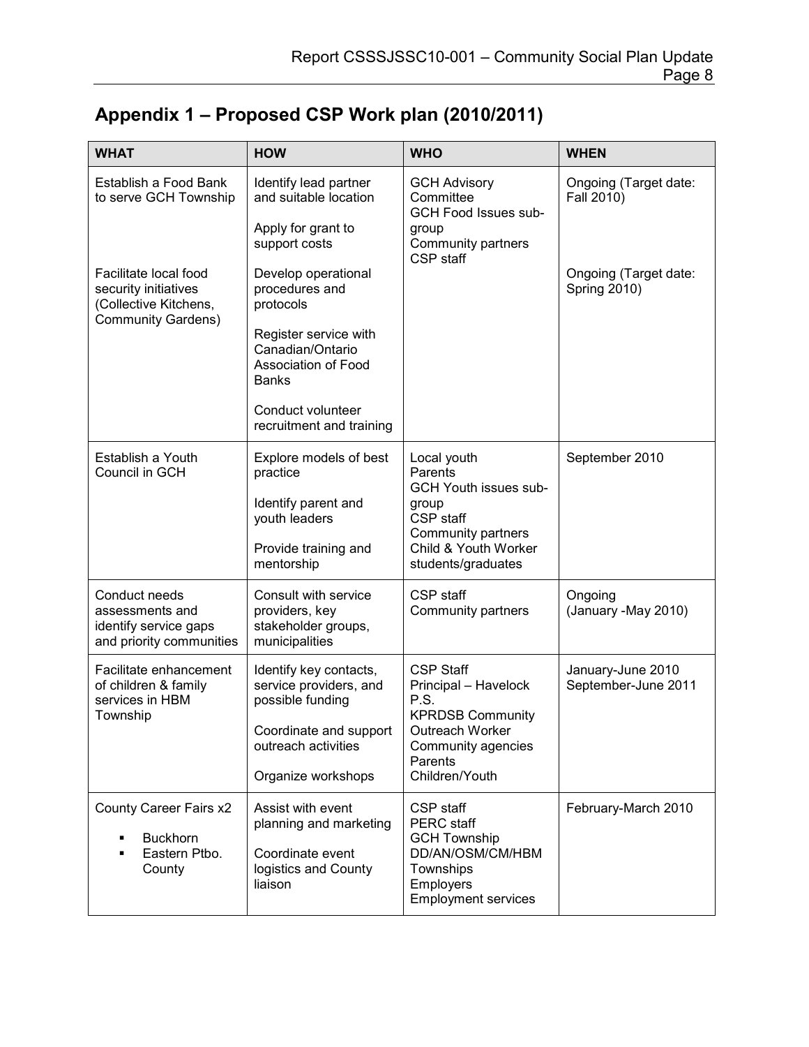## Appendix 1 – Proposed CSP Work plan (2010/2011)

| WHAT | HOW | WHO | WHEN |
|---|---|---|---|
| Establish a Food Bank to serve GCH Township<br><br>Facilitate local food security initiatives (Collective Kitchens, Community Gardens) | Identify lead partner and suitable location<br><br>Apply for grant to support costs<br><br>Develop operational procedures and protocols<br><br>Register service with Canadian/Ontario Association of Food Banks<br><br>Conduct volunteer recruitment and training | GCH Advisory Committee<br>GCH Food Issues sub-group<br>Community partners<br>CSP staff | Ongoing (Target date: Fall 2010)<br><br>Ongoing (Target date: Spring 2010) |
| Establish a Youth Council in GCH | Explore models of best practice<br><br>Identify parent and youth leaders<br><br>Provide training and mentorship | Local youth<br>Parents<br>GCH Youth issues sub-group<br>CSP staff<br>Community partners<br>Child & Youth Worker students/graduates | September 2010 |
| Conduct needs assessments and identify service gaps and priority communities | Consult with service providers, key stakeholder groups, municipalities | CSP staff<br>Community partners | Ongoing<br>(January -May 2010) |
| Facilitate enhancement of children & family services in HBM Township | Identify key contacts, service providers, and possible funding<br><br>Coordinate and support outreach activities<br><br>Organize workshops | CSP Staff<br>Principal – Havelock P.S.<br>KPRDSB Community Outreach Worker<br>Community agencies<br>Parents<br>Children/Youth | January-June 2010<br>September-June 2011 |
| County Career Fairs x2<br>▪ Buckhorn<br>▪ Eastern Ptbo. County | Assist with event planning and marketing<br><br>Coordinate event logistics and County liaison | CSP staff<br>PERC staff<br>GCH Township<br>DD/AN/OSM/CM/HBM Townships<br>Employers<br>Employment services | February-March 2010 |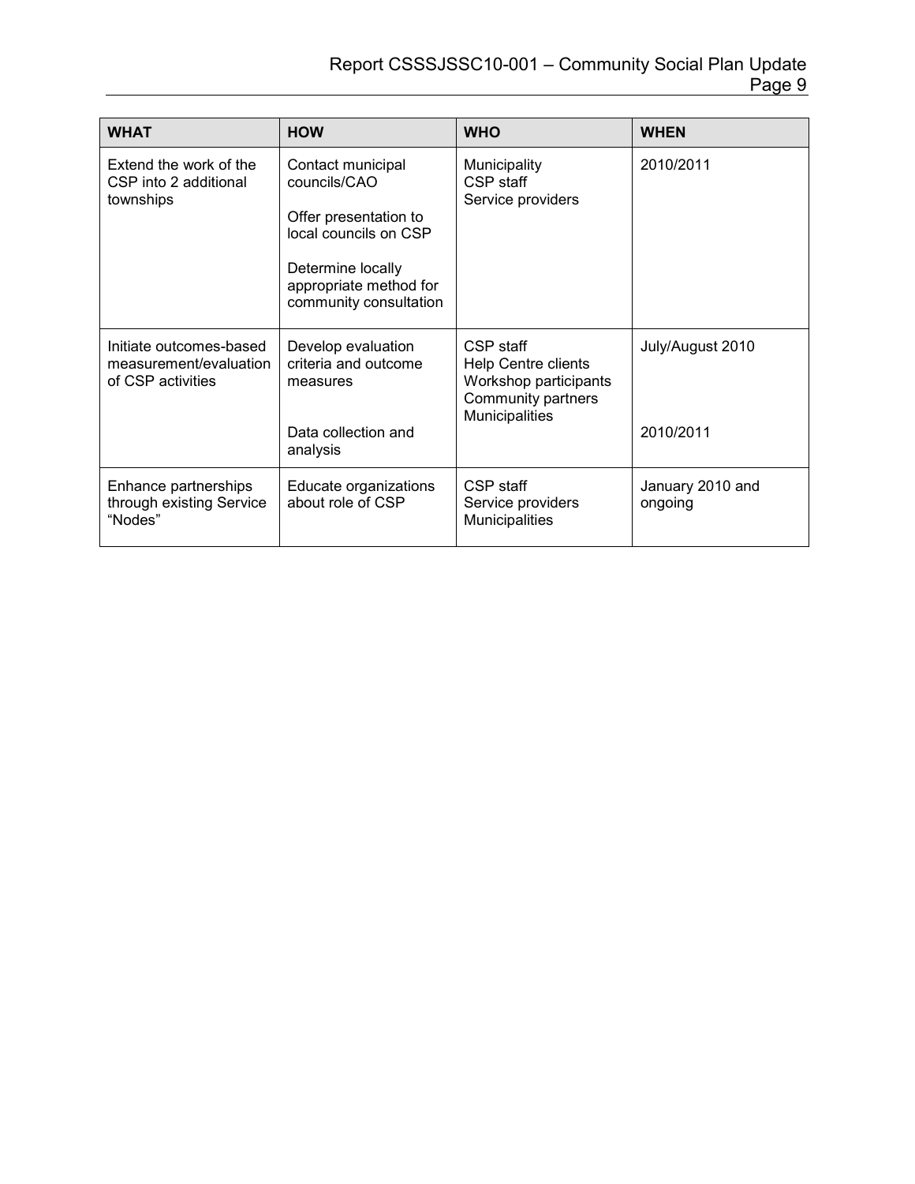| WHAT | HOW | WHO | WHEN |
|---|---|---|---|
| Extend the work of the CSP into 2 additional townships | Contact municipal councils/CAO<br><br>Offer presentation to local councils on CSP<br><br>Determine locally appropriate method for community consultation | Municipality<br>CSP staff<br>Service providers | 2010/2011 |
| Initiate outcomes-based measurement/evaluation of CSP activities | Develop evaluation criteria and outcome measures<br><br>Data collection and analysis | CSP staff<br>Help Centre clients<br>Workshop participants<br>Community partners<br>Municipalities | July/August 2010<br><br>2010/2011 |
| Enhance partnerships through existing Service "Nodes" | Educate organizations about role of CSP | CSP staff<br>Service providers<br>Municipalities | January 2010 and ongoing |